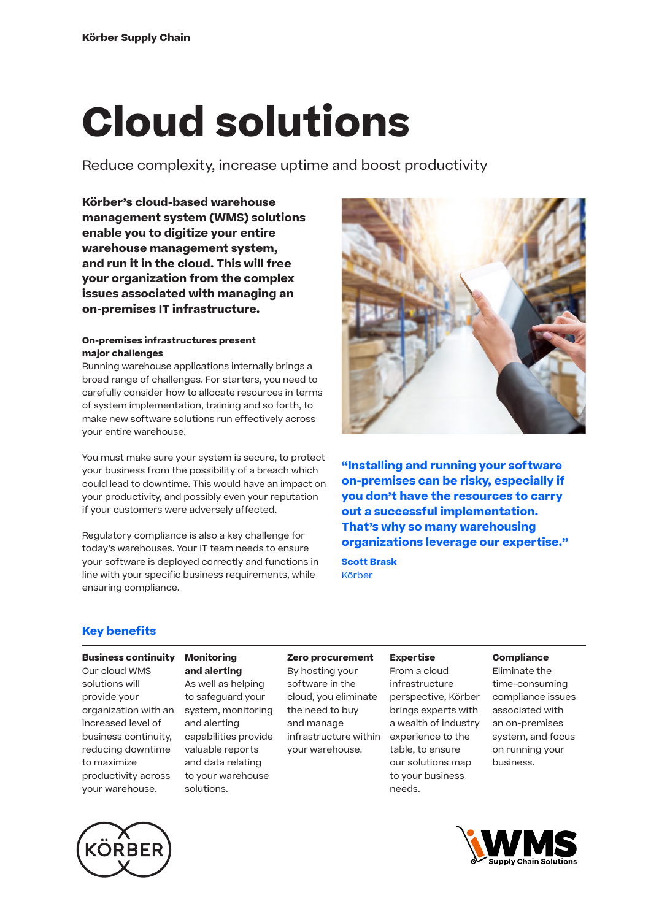Körber Supply Chain

# Cloud solutions

Reduce complexity, increase uptime and boost productivity

**Körber's cloud-based warehouse management system (WMS) solutions enable you to digitize your entire warehouse management system, and run it in the cloud. This will free your organization from the complex issues associated with managing an on-premises IT infrastructure.**

**On-premises infrastructures present major challenges**

Running warehouse applications internally brings a broad range of challenges. For starters, you need to carefully consider how to allocate resources in terms of system implementation, training and so forth, to make new software solutions run effectively across your entire warehouse.

You must make sure your system is secure, to protect your business from the possibility of a breach which could lead to downtime. This would have an impact on your productivity, and possibly even your reputation if your customers were adversely affected.

Regulatory compliance is also a key challenge for today's warehouses. Your IT team needs to ensure your software is deployed correctly and functions in line with your specific business requirements, while ensuring compliance.

**"Installing and running your software on-premises can be risky, especially if you don't have the resources to carry out a successful implementation. That's why so many warehousing organizations leverage our expertise."**

**Scott Brask**
Körber

## Key benefits

**Business continuity**
Our cloud WMS solutions will provide your organization with an increased level of business continuity, reducing downtime to maximize productivity across your warehouse.

**Monitoring and alerting**
As well as helping to safeguard your system, monitoring and alerting capabilities provide valuable reports and data relating to your warehouse solutions.

**Zero procurement**
By hosting your software in the cloud, you eliminate the need to buy and manage infrastructure within your warehouse.

**Expertise**
From a cloud infrastructure perspective, Körber brings experts with a wealth of industry experience to the table, to ensure our solutions map to your business needs.

**Compliance**
Eliminate the time-consuming compliance issues associated with an on-premises system, and focus on running your business.

KÖRBER

iWMS Supply Chain Solutions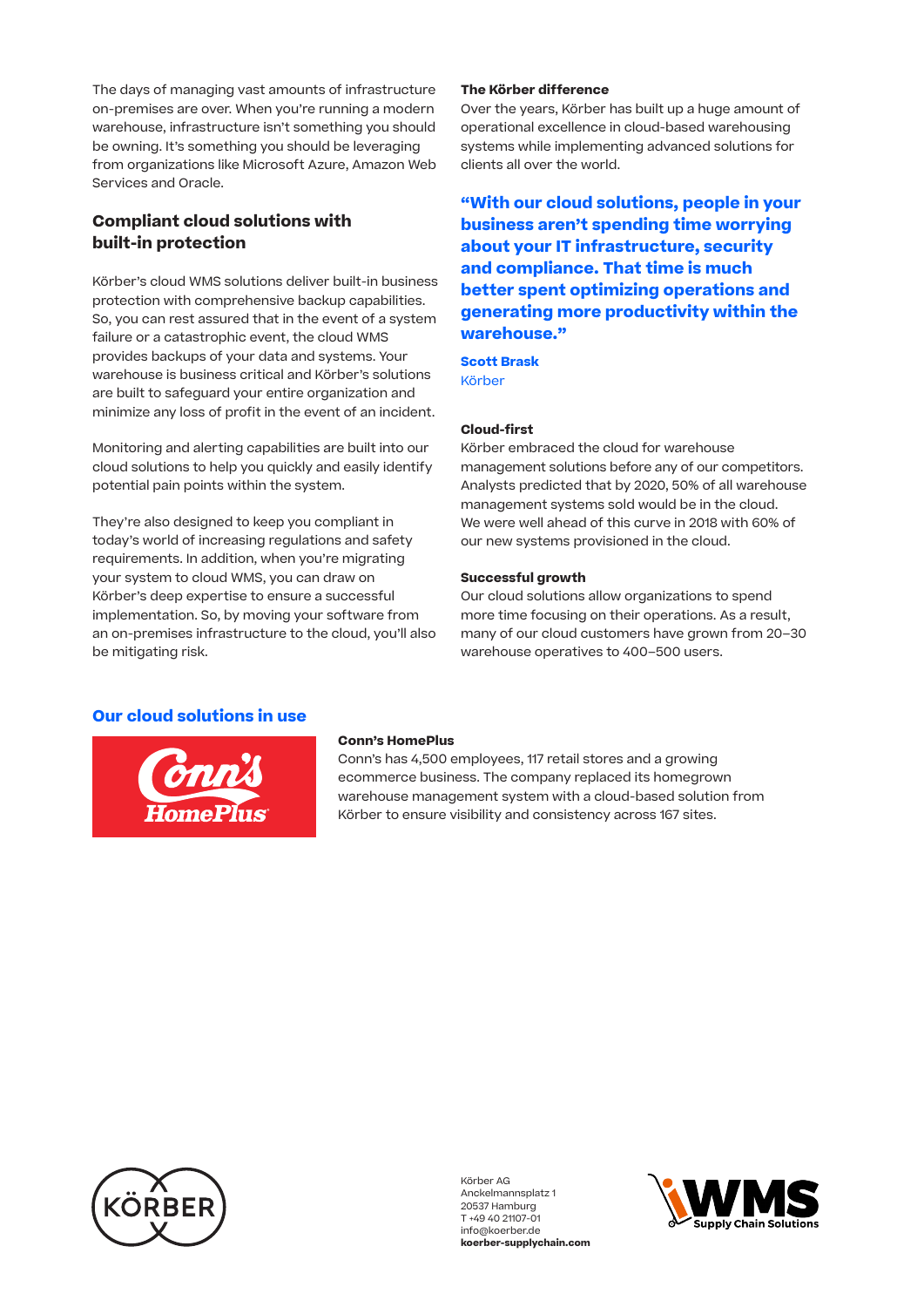The days of managing vast amounts of infrastructure on-premises are over. When you're running a modern warehouse, infrastructure isn't something you should be owning. It's something you should be leveraging from organizations like Microsoft Azure, Amazon Web Services and Oracle.

## Compliant cloud solutions with built-in protection

Körber's cloud WMS solutions deliver built-in business protection with comprehensive backup capabilities. So, you can rest assured that in the event of a system failure or a catastrophic event, the cloud WMS provides backups of your data and systems. Your warehouse is business critical and Körber's solutions are built to safeguard your entire organization and minimize any loss of profit in the event of an incident.

Monitoring and alerting capabilities are built into our cloud solutions to help you quickly and easily identify potential pain points within the system.

They're also designed to keep you compliant in today's world of increasing regulations and safety requirements. In addition, when you're migrating your system to cloud WMS, you can draw on Körber's deep expertise to ensure a successful implementation. So, by moving your software from an on-premises infrastructure to the cloud, you'll also be mitigating risk.

**The Körber difference**

Over the years, Körber has built up a huge amount of operational excellence in cloud-based warehousing systems while implementing advanced solutions for clients all over the world.

> **"With our cloud solutions, people in your business aren't spending time worrying about your IT infrastructure, security and compliance. That time is much better spent optimizing operations and generating more productivity within the warehouse."**
>
> **Scott Brask**
> Körber

**Cloud-first**

Körber embraced the cloud for warehouse management solutions before any of our competitors. Analysts predicted that by 2020, 50% of all warehouse management systems sold would be in the cloud. We were well ahead of this curve in 2018 with 60% of our new systems provisioned in the cloud.

**Successful growth**

Our cloud solutions allow organizations to spend more time focusing on their operations. As a result, many of our cloud customers have grown from 20–30 warehouse operatives to 400–500 users.

## Our cloud solutions in use

Conn's HomePlus

**Conn's HomePlus**

Conn's has 4,500 employees, 117 retail stores and a growing ecommerce business. The company replaced its homegrown warehouse management system with a cloud-based solution from Körber to ensure visibility and consistency across 167 sites.

KÖRBER

Körber AG
Anckelmannsplatz 1
20537 Hamburg
T +49 40 21107-01
info@koerber.de
**koerber-supplychain.com**

iWMS Supply Chain Solutions